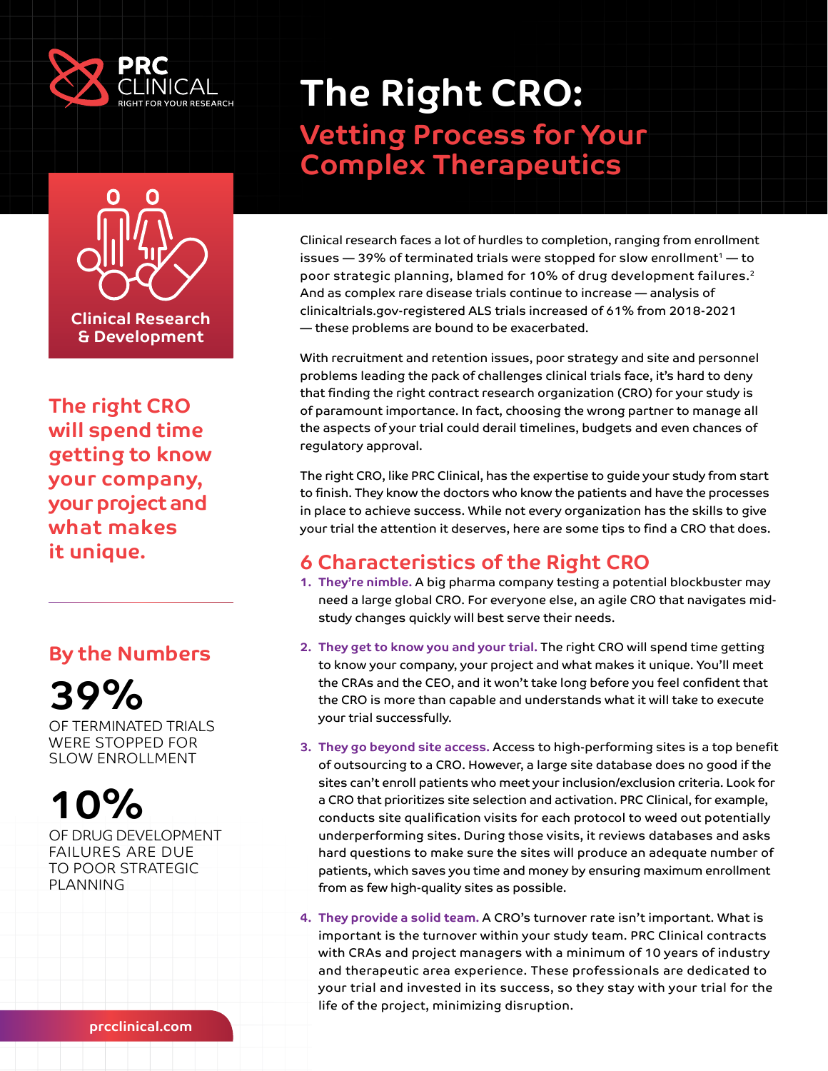PRC CLINICAL
RIGHT FOR YOUR RESEARCH

# The Right CRO:

## Vetting Process for Your Complex Therapeutics

Clinical Research & Development

**The right CRO will spend time getting to know your company, your project and what makes it unique.**

### By the Numbers

**39%**
OF TERMINATED TRIALS WERE STOPPED FOR SLOW ENROLLMENT

**10%**
OF DRUG DEVELOPMENT FAILURES ARE DUE TO POOR STRATEGIC PLANNING

prcclinical.com

Clinical research faces a lot of hurdles to completion, ranging from enrollment issues — 39% of terminated trials were stopped for slow enrollment[1] — to poor strategic planning, blamed for 10% of drug development failures.[2] And as complex rare disease trials continue to increase — analysis of clinicaltrials.gov-registered ALS trials increased of 61% from 2018-2021 — these problems are bound to be exacerbated.

With recruitment and retention issues, poor strategy and site and personnel problems leading the pack of challenges clinical trials face, it's hard to deny that finding the right contract research organization (CRO) for your study is of paramount importance. In fact, choosing the wrong partner to manage all the aspects of your trial could derail timelines, budgets and even chances of regulatory approval.

The right CRO, like PRC Clinical, has the expertise to guide your study from start to finish. They know the doctors who know the patients and have the processes in place to achieve success. While not every organization has the skills to give your trial the attention it deserves, here are some tips to find a CRO that does.

## 6 Characteristics of the Right CRO

1. **They're nimble.** A big pharma company testing a potential blockbuster may need a large global CRO. For everyone else, an agile CRO that navigates mid-study changes quickly will best serve their needs.

2. **They get to know you and your trial.** The right CRO will spend time getting to know your company, your project and what makes it unique. You'll meet the CRAs and the CEO, and it won't take long before you feel confident that the CRO is more than capable and understands what it will take to execute your trial successfully.

3. **They go beyond site access.** Access to high-performing sites is a top benefit of outsourcing to a CRO. However, a large site database does no good if the sites can't enroll patients who meet your inclusion/exclusion criteria. Look for a CRO that prioritizes site selection and activation. PRC Clinical, for example, conducts site qualification visits for each protocol to weed out potentially underperforming sites. During those visits, it reviews databases and asks hard questions to make sure the sites will produce an adequate number of patients, which saves you time and money by ensuring maximum enrollment from as few high-quality sites as possible.

4. **They provide a solid team.** A CRO's turnover rate isn't important. What is important is the turnover within your study team. PRC Clinical contracts with CRAs and project managers with a minimum of 10 years of industry and therapeutic area experience. These professionals are dedicated to your trial and invested in its success, so they stay with your trial for the life of the project, minimizing disruption.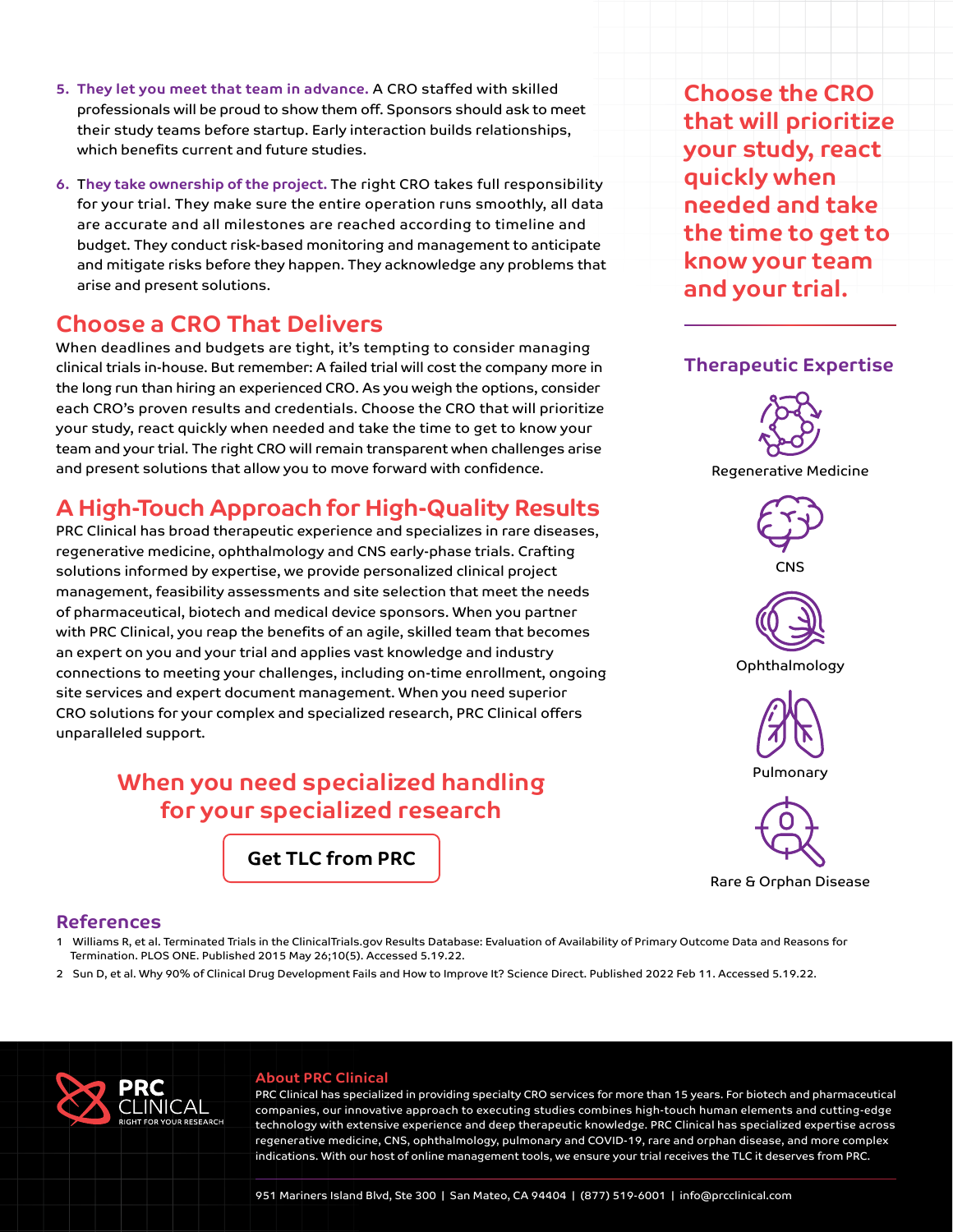5. **They let you meet that team in advance.** A CRO staffed with skilled professionals will be proud to show them off. Sponsors should ask to meet their study teams before startup. Early interaction builds relationships, which benefits current and future studies.

6. **They take ownership of the project.** The right CRO takes full responsibility for your trial. They make sure the entire operation runs smoothly, all data are accurate and all milestones are reached according to timeline and budget. They conduct risk-based monitoring and management to anticipate and mitigate risks before they happen. They acknowledge any problems that arise and present solutions.

## Choose a CRO That Delivers

When deadlines and budgets are tight, it's tempting to consider managing clinical trials in-house. But remember: A failed trial will cost the company more in the long run than hiring an experienced CRO. As you weigh the options, consider each CRO's proven results and credentials. Choose the CRO that will prioritize your study, react quickly when needed and take the time to get to know your team and your trial. The right CRO will remain transparent when challenges arise and present solutions that allow you to move forward with confidence.

## A High-Touch Approach for High-Quality Results

PRC Clinical has broad therapeutic experience and specializes in rare diseases, regenerative medicine, ophthalmology and CNS early-phase trials. Crafting solutions informed by expertise, we provide personalized clinical project management, feasibility assessments and site selection that meet the needs of pharmaceutical, biotech and medical device sponsors. When you partner with PRC Clinical, you reap the benefits of an agile, skilled team that becomes an expert on you and your trial and applies vast knowledge and industry connections to meeting your challenges, including on-time enrollment, ongoing site services and expert document management. When you need superior CRO solutions for your complex and specialized research, PRC Clinical offers unparalleled support.

**When you need specialized handling for your specialized research**

**Get TLC from PRC**

**Choose the CRO that will prioritize your study, react quickly when needed and take the time to get to know your team and your trial.**

### Therapeutic Expertise

Regenerative Medicine

CNS

Ophthalmology

Pulmonary

Rare & Orphan Disease

## References

1 Williams R, et al. Terminated Trials in the ClinicalTrials.gov Results Database: Evaluation of Availability of Primary Outcome Data and Reasons for Termination. PLOS ONE. Published 2015 May 26;10(5). Accessed 5.19.22.

2 Sun D, et al. Why 90% of Clinical Drug Development Fails and How to Improve It? Science Direct. Published 2022 Feb 11. Accessed 5.19.22.

PRC CLINICAL
RIGHT FOR YOUR RESEARCH

### About PRC Clinical

PRC Clinical has specialized in providing specialty CRO services for more than 15 years. For biotech and pharmaceutical companies, our innovative approach to executing studies combines high-touch human elements and cutting-edge technology with extensive experience and deep therapeutic knowledge. PRC Clinical has specialized expertise across regenerative medicine, CNS, ophthalmology, pulmonary and COVID-19, rare and orphan disease, and more complex indications. With our host of online management tools, we ensure your trial receives the TLC it deserves from PRC.

951 Mariners Island Blvd, Ste 300 | San Mateo, CA 94404 | (877) 519-6001 | info@prcclinical.com